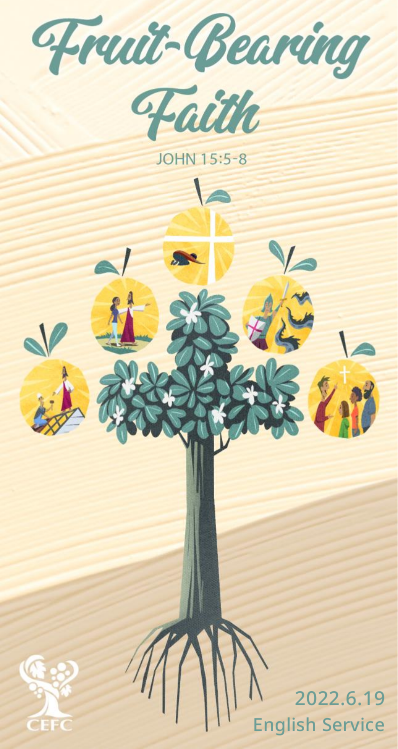# Fruit-Bearing Faith

JOHN 15:5-8

CEFC

2022.6.19
English Service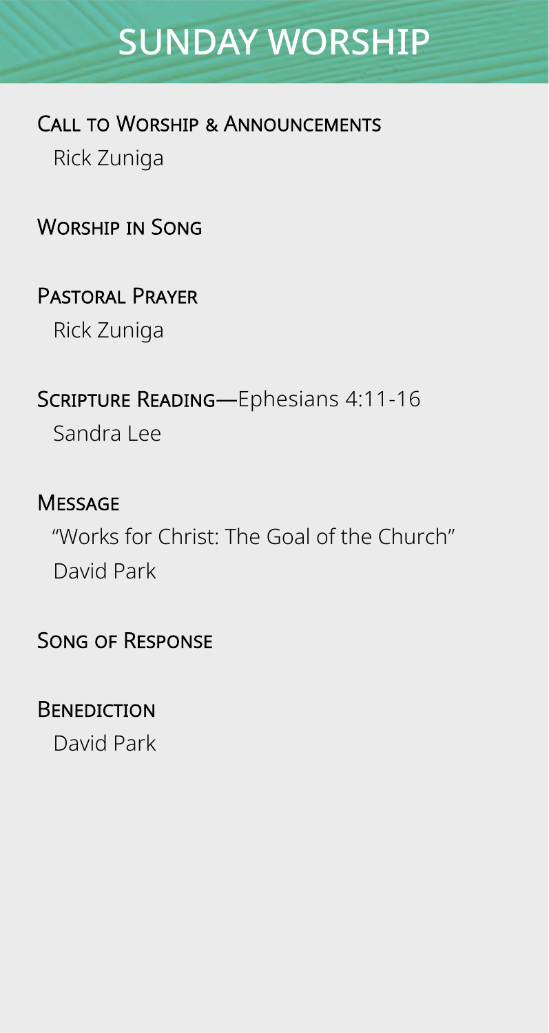# SUNDAY WORSHIP

## Call to Worship & Announcements

Rick Zuniga

## Worship in Song

## Pastoral Prayer

Rick Zuniga

## Scripture Reading—Ephesians 4:11-16

Sandra Lee

## Message

"Works for Christ: The Goal of the Church"

David Park

## Song of Response

## Benediction

David Park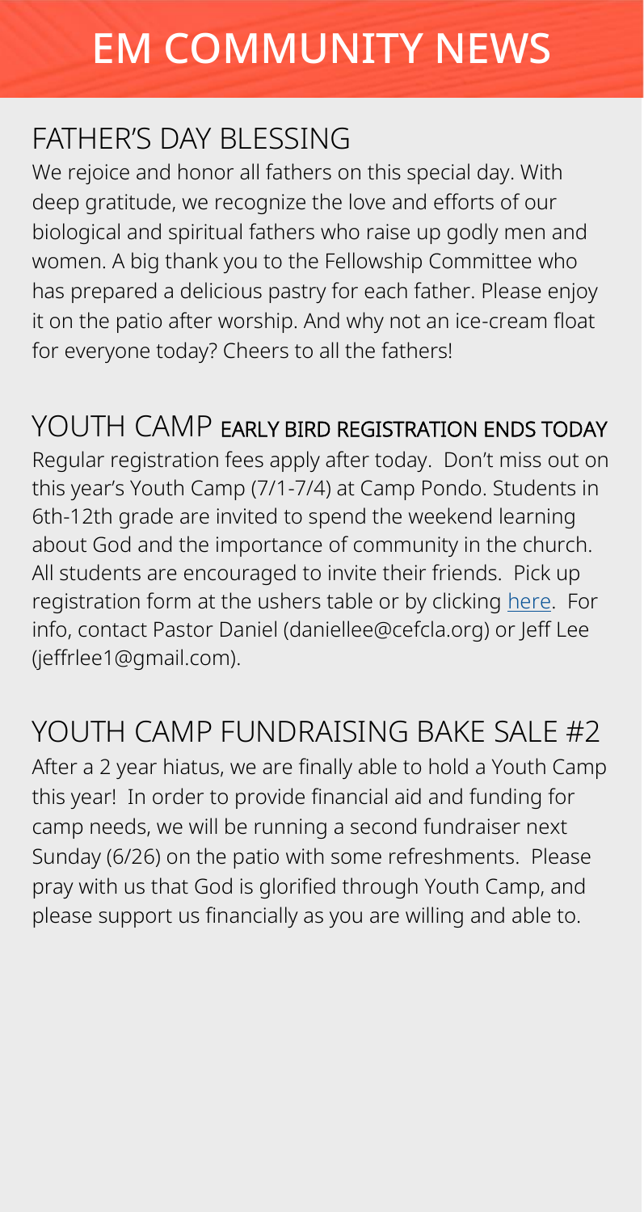# EM COMMUNITY NEWS

## FATHER'S DAY BLESSING

We rejoice and honor all fathers on this special day. With deep gratitude, we recognize the love and efforts of our biological and spiritual fathers who raise up godly men and women. A big thank you to the Fellowship Committee who has prepared a delicious pastry for each father. Please enjoy it on the patio after worship. And why not an ice-cream float for everyone today? Cheers to all the fathers!

## YOUTH CAMP EARLY BIRD REGISTRATION ENDS TODAY

Regular registration fees apply after today. Don't miss out on this year's Youth Camp (7/1-7/4) at Camp Pondo. Students in 6th-12th grade are invited to spend the weekend learning about God and the importance of community in the church. All students are encouraged to invite their friends. Pick up registration form at the ushers table or by clicking here. For info, contact Pastor Daniel (daniellee@cefcla.org) or Jeff Lee (jeffrlee1@gmail.com).

## YOUTH CAMP FUNDRAISING BAKE SALE #2

After a 2 year hiatus, we are finally able to hold a Youth Camp this year! In order to provide financial aid and funding for camp needs, we will be running a second fundraiser next Sunday (6/26) on the patio with some refreshments. Please pray with us that God is glorified through Youth Camp, and please support us financially as you are willing and able to.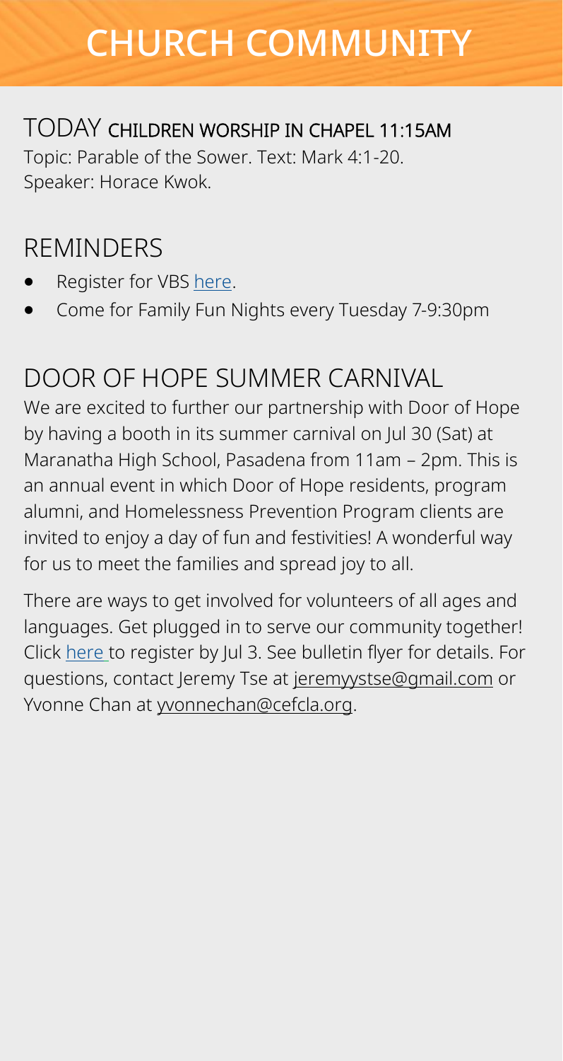# CHURCH COMMUNITY

## TODAY CHILDREN WORSHIP IN CHAPEL 11:15AM

Topic: Parable of the Sower. Text: Mark 4:1-20.
Speaker: Horace Kwok.

## REMINDERS

- Register for VBS here.
- Come for Family Fun Nights every Tuesday 7-9:30pm

## DOOR OF HOPE SUMMER CARNIVAL

We are excited to further our partnership with Door of Hope by having a booth in its summer carnival on Jul 30 (Sat) at Maranatha High School, Pasadena from 11am – 2pm. This is an annual event in which Door of Hope residents, program alumni, and Homelessness Prevention Program clients are invited to enjoy a day of fun and festivities! A wonderful way for us to meet the families and spread joy to all.

There are ways to get involved for volunteers of all ages and languages. Get plugged in to serve our community together! Click here to register by Jul 3. See bulletin flyer for details. For questions, contact Jeremy Tse at jeremyystse@gmail.com or Yvonne Chan at yvonnechan@cefcla.org.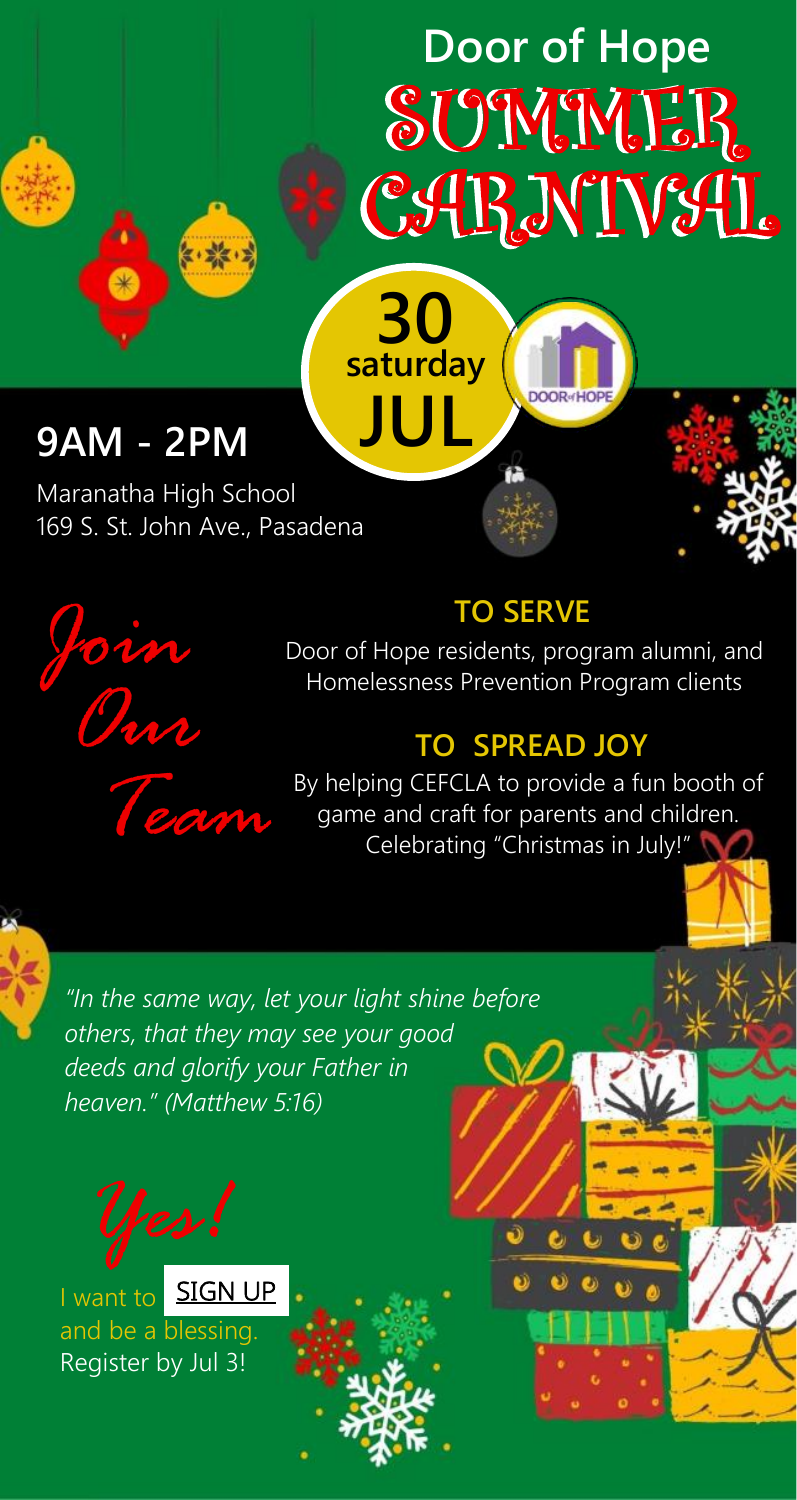# Door of Hope SUMMER CARNIVAL

**30 saturday JUL**

DOOR of HOPE

## 9AM - 2PM

Maranatha High School
169 S. St. John Ave., Pasadena

*Join Our Team*

### TO SERVE

Door of Hope residents, program alumni, and Homelessness Prevention Program clients

### TO SPREAD JOY

By helping CEFCLA to provide a fun booth of game and craft for parents and children. Celebrating "Christmas in July!"

*"In the same way, let your light shine before others, that they may see your good deeds and glorify your Father in heaven." (Matthew 5:16)*

*Yes!*

I want to SIGN UP and be a blessing.
Register by Jul 3!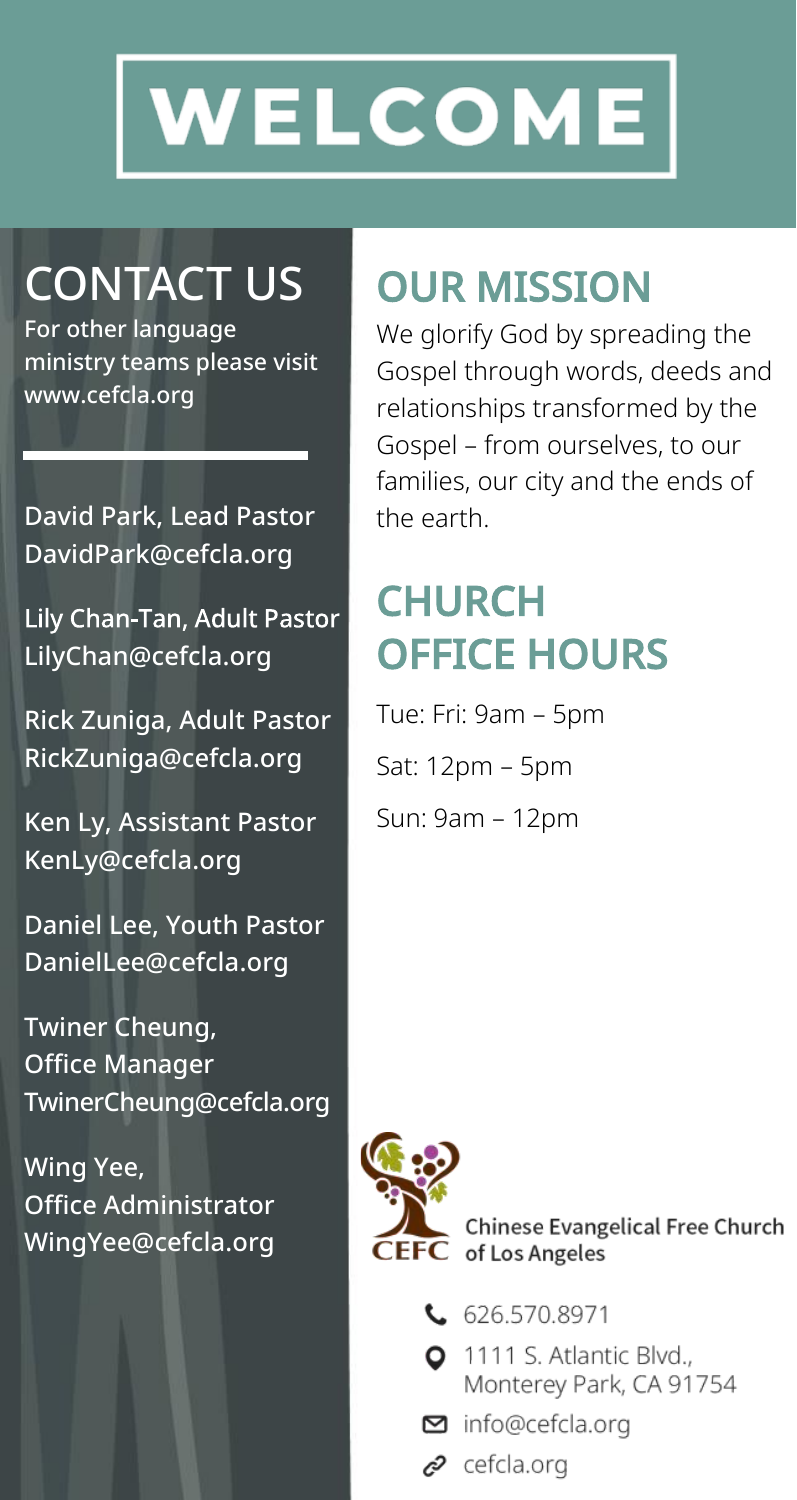# WELCOME

## CONTACT US

For other language ministry teams please visit www.cefcla.org

David Park, Lead Pastor
DavidPark@cefcla.org

Lily Chan-Tan, Adult Pastor
LilyChan@cefcla.org

Rick Zuniga, Adult Pastor
RickZuniga@cefcla.org

Ken Ly, Assistant Pastor
KenLy@cefcla.org

Daniel Lee, Youth Pastor
DanielLee@cefcla.org

Twiner Cheung,
Office Manager
TwinerCheung@cefcla.org

Wing Yee,
Office Administrator
WingYee@cefcla.org

## OUR MISSION

We glorify God by spreading the Gospel through words, deeds and relationships transformed by the Gospel – from ourselves, to our families, our city and the ends of the earth.

## CHURCH OFFICE HOURS

Tue: Fri: 9am – 5pm

Sat: 12pm – 5pm

Sun: 9am – 12pm

CEFC Chinese Evangelical Free Church of Los Angeles

626.570.8971

1111 S. Atlantic Blvd., Monterey Park, CA 91754

info@cefcla.org

cefcla.org